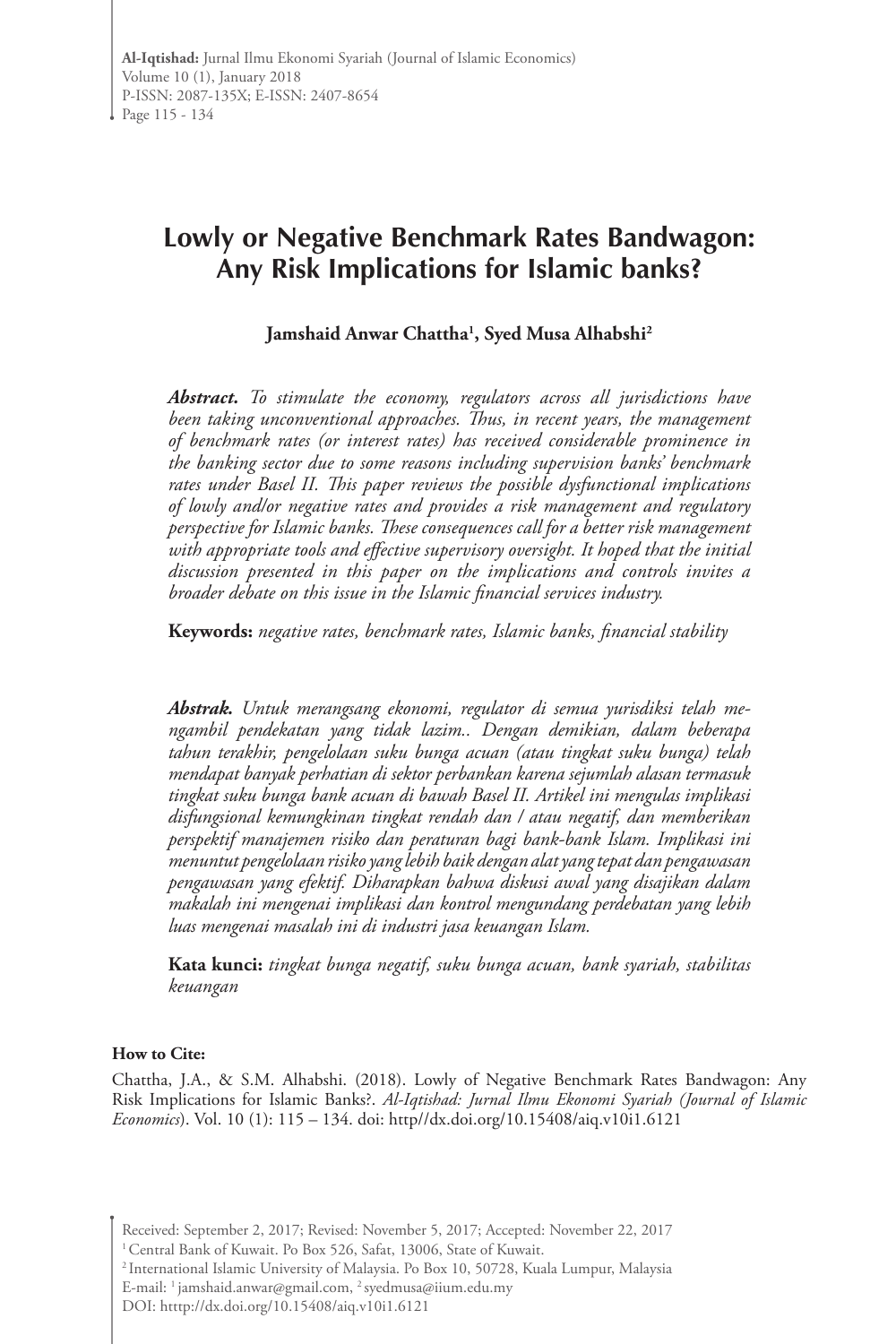# Lowly or Negative Benchmark Rates Bandwagon: Any Risk Implications for Islamic banks?

**Jamshaid Anwar Chattha[1], Syed Musa Alhabshi[2]**

***Abstract.*** *To stimulate the economy, regulators across all jurisdictions have been taking unconventional approaches. Thus, in recent years, the management of benchmark rates (or interest rates) has received considerable prominence in the banking sector due to some reasons including supervision banks' benchmark rates under Basel II. This paper reviews the possible dysfunctional implications of lowly and/or negative rates and provides a risk management and regulatory perspective for Islamic banks. These consequences call for a better risk management with appropriate tools and effective supervisory oversight. It hoped that the initial discussion presented in this paper on the implications and controls invites a broader debate on this issue in the Islamic financial services industry.*

**Keywords:** *negative rates, benchmark rates, Islamic banks, financial stability*

***Abstrak.*** *Untuk merangsang ekonomi, regulator di semua yurisdiksi telah mengambil pendekatan yang tidak lazim.. Dengan demikian, dalam beberapa tahun terakhir, pengelolaan suku bunga acuan (atau tingkat suku bunga) telah mendapat banyak perhatian di sektor perbankan karena sejumlah alasan termasuk tingkat suku bunga bank acuan di bawah Basel II. Artikel ini mengulas implikasi disfungsional kemungkinan tingkat rendah dan / atau negatif, dan memberikan perspektif manajemen risiko dan peraturan bagi bank-bank Islam. Implikasi ini menuntut pengelolaan risiko yang lebih baik dengan alat yang tepat dan pengawasan pengawasan yang efektif. Diharapkan bahwa diskusi awal yang disajikan dalam makalah ini mengenai implikasi dan kontrol mengundang perdebatan yang lebih luas mengenai masalah ini di industri jasa keuangan Islam.*

**Kata kunci:** *tingkat bunga negatif, suku bunga acuan, bank syariah, stabilitas keuangan*

**How to Cite:**

Chattha, J.A., & S.M. Alhabshi. (2018). Lowly of Negative Benchmark Rates Bandwagon: Any Risk Implications for Islamic Banks?. *Al-Iqtishad: Jurnal Ilmu Ekonomi Syariah (Journal of Islamic Economics)*. Vol. 10 (1): 115 – 134. doi: http//dx.doi.org/10.15408/aiq.v10i1.6121

Received: September 2, 2017; Revised: November 5, 2017; Accepted: November 22, 2017

[1] Central Bank of Kuwait. Po Box 526, Safat, 13006, State of Kuwait.

[2] International Islamic University of Malaysia. Po Box 10, 50728, Kuala Lumpur, Malaysia

E-mail: [1] jamshaid.anwar@gmail.com, [2] syedmusa@iium.edu.my

DOI: htttp://dx.doi.org/10.15408/aiq.v10i1.6121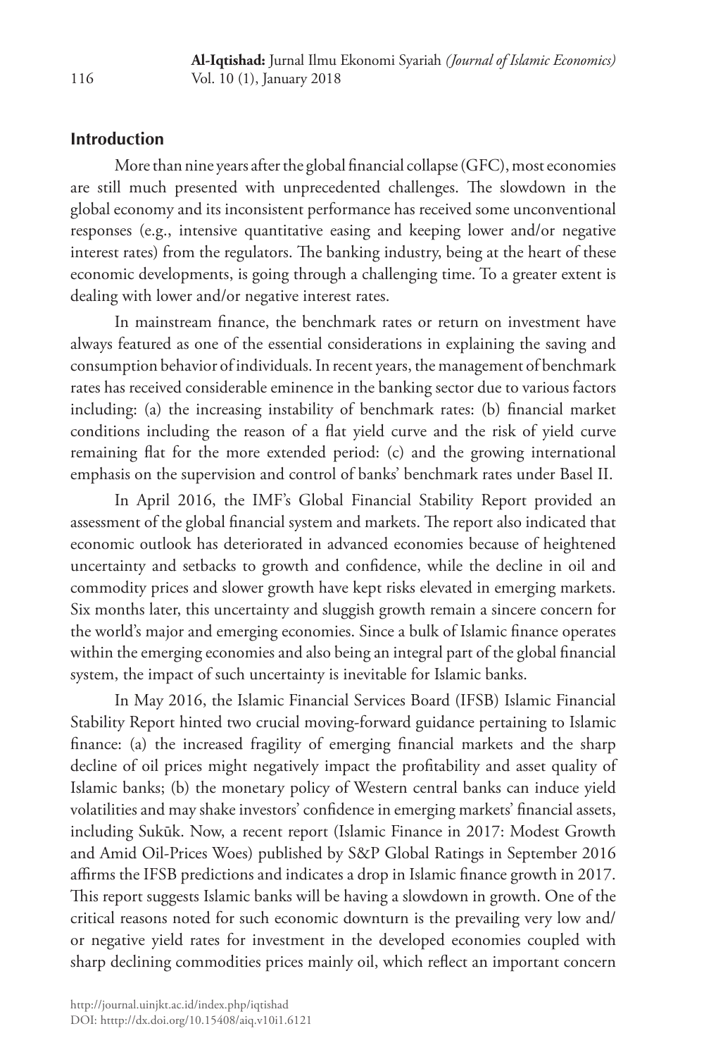## Introduction

More than nine years after the global financial collapse (GFC), most economies are still much presented with unprecedented challenges. The slowdown in the global economy and its inconsistent performance has received some unconventional responses (e.g., intensive quantitative easing and keeping lower and/or negative interest rates) from the regulators. The banking industry, being at the heart of these economic developments, is going through a challenging time. To a greater extent is dealing with lower and/or negative interest rates.

In mainstream finance, the benchmark rates or return on investment have always featured as one of the essential considerations in explaining the saving and consumption behavior of individuals. In recent years, the management of benchmark rates has received considerable eminence in the banking sector due to various factors including: (a) the increasing instability of benchmark rates: (b) financial market conditions including the reason of a flat yield curve and the risk of yield curve remaining flat for the more extended period: (c) and the growing international emphasis on the supervision and control of banks' benchmark rates under Basel II.

In April 2016, the IMF's Global Financial Stability Report provided an assessment of the global financial system and markets. The report also indicated that economic outlook has deteriorated in advanced economies because of heightened uncertainty and setbacks to growth and confidence, while the decline in oil and commodity prices and slower growth have kept risks elevated in emerging markets. Six months later, this uncertainty and sluggish growth remain a sincere concern for the world's major and emerging economies. Since a bulk of Islamic finance operates within the emerging economies and also being an integral part of the global financial system, the impact of such uncertainty is inevitable for Islamic banks.

In May 2016, the Islamic Financial Services Board (IFSB) Islamic Financial Stability Report hinted two crucial moving-forward guidance pertaining to Islamic finance: (a) the increased fragility of emerging financial markets and the sharp decline of oil prices might negatively impact the profitability and asset quality of Islamic banks; (b) the monetary policy of Western central banks can induce yield volatilities and may shake investors' confidence in emerging markets' financial assets, including Sukūk. Now, a recent report (Islamic Finance in 2017: Modest Growth and Amid Oil-Prices Woes) published by S&P Global Ratings in September 2016 affirms the IFSB predictions and indicates a drop in Islamic finance growth in 2017. This report suggests Islamic banks will be having a slowdown in growth. One of the critical reasons noted for such economic downturn is the prevailing very low and/or negative yield rates for investment in the developed economies coupled with sharp declining commodities prices mainly oil, which reflect an important concern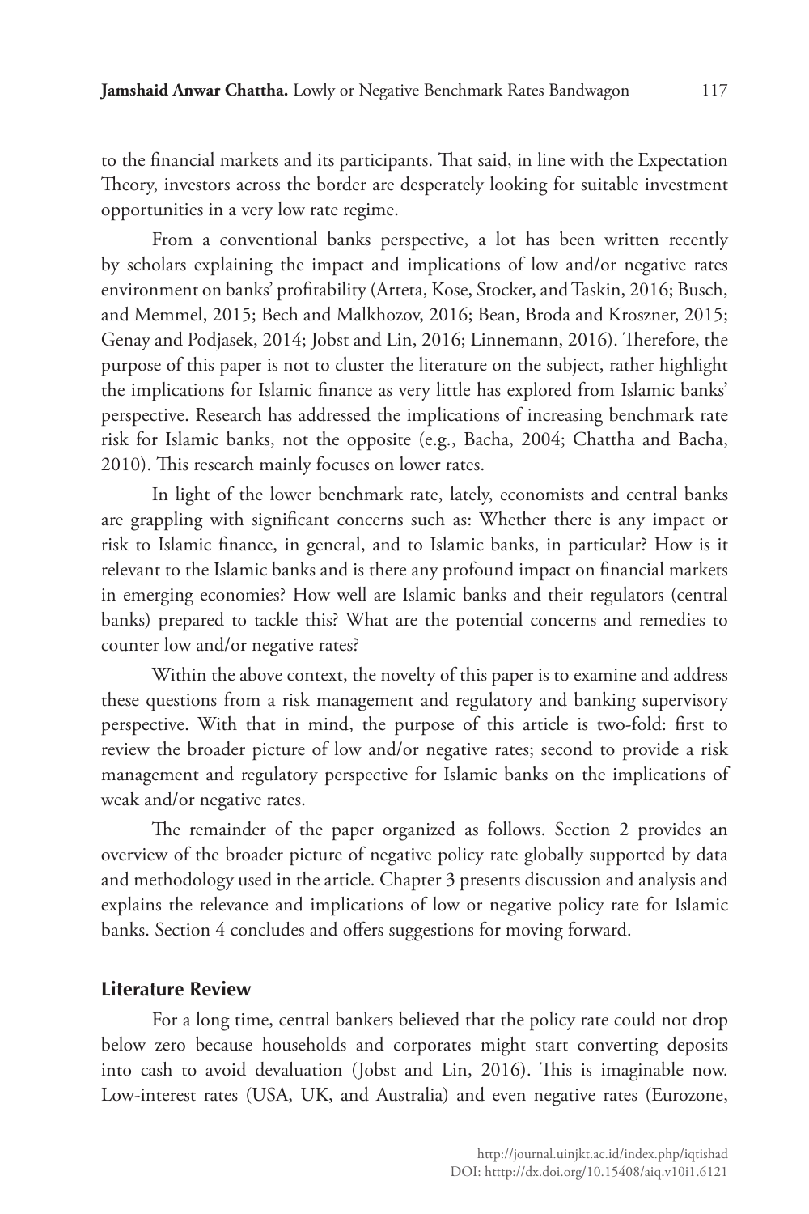to the financial markets and its participants. That said, in line with the Expectation Theory, investors across the border are desperately looking for suitable investment opportunities in a very low rate regime.

From a conventional banks perspective, a lot has been written recently by scholars explaining the impact and implications of low and/or negative rates environment on banks' profitability (Arteta, Kose, Stocker, and Taskin, 2016; Busch, and Memmel, 2015; Bech and Malkhozov, 2016; Bean, Broda and Kroszner, 2015; Genay and Podjasek, 2014; Jobst and Lin, 2016; Linnemann, 2016). Therefore, the purpose of this paper is not to cluster the literature on the subject, rather highlight the implications for Islamic finance as very little has explored from Islamic banks' perspective. Research has addressed the implications of increasing benchmark rate risk for Islamic banks, not the opposite (e.g., Bacha, 2004; Chattha and Bacha, 2010). This research mainly focuses on lower rates.

In light of the lower benchmark rate, lately, economists and central banks are grappling with significant concerns such as: Whether there is any impact or risk to Islamic finance, in general, and to Islamic banks, in particular? How is it relevant to the Islamic banks and is there any profound impact on financial markets in emerging economies? How well are Islamic banks and their regulators (central banks) prepared to tackle this? What are the potential concerns and remedies to counter low and/or negative rates?

Within the above context, the novelty of this paper is to examine and address these questions from a risk management and regulatory and banking supervisory perspective. With that in mind, the purpose of this article is two-fold: first to review the broader picture of low and/or negative rates; second to provide a risk management and regulatory perspective for Islamic banks on the implications of weak and/or negative rates.

The remainder of the paper organized as follows. Section 2 provides an overview of the broader picture of negative policy rate globally supported by data and methodology used in the article. Chapter 3 presents discussion and analysis and explains the relevance and implications of low or negative policy rate for Islamic banks. Section 4 concludes and offers suggestions for moving forward.

## Literature Review

For a long time, central bankers believed that the policy rate could not drop below zero because households and corporates might start converting deposits into cash to avoid devaluation (Jobst and Lin, 2016). This is imaginable now. Low-interest rates (USA, UK, and Australia) and even negative rates (Eurozone,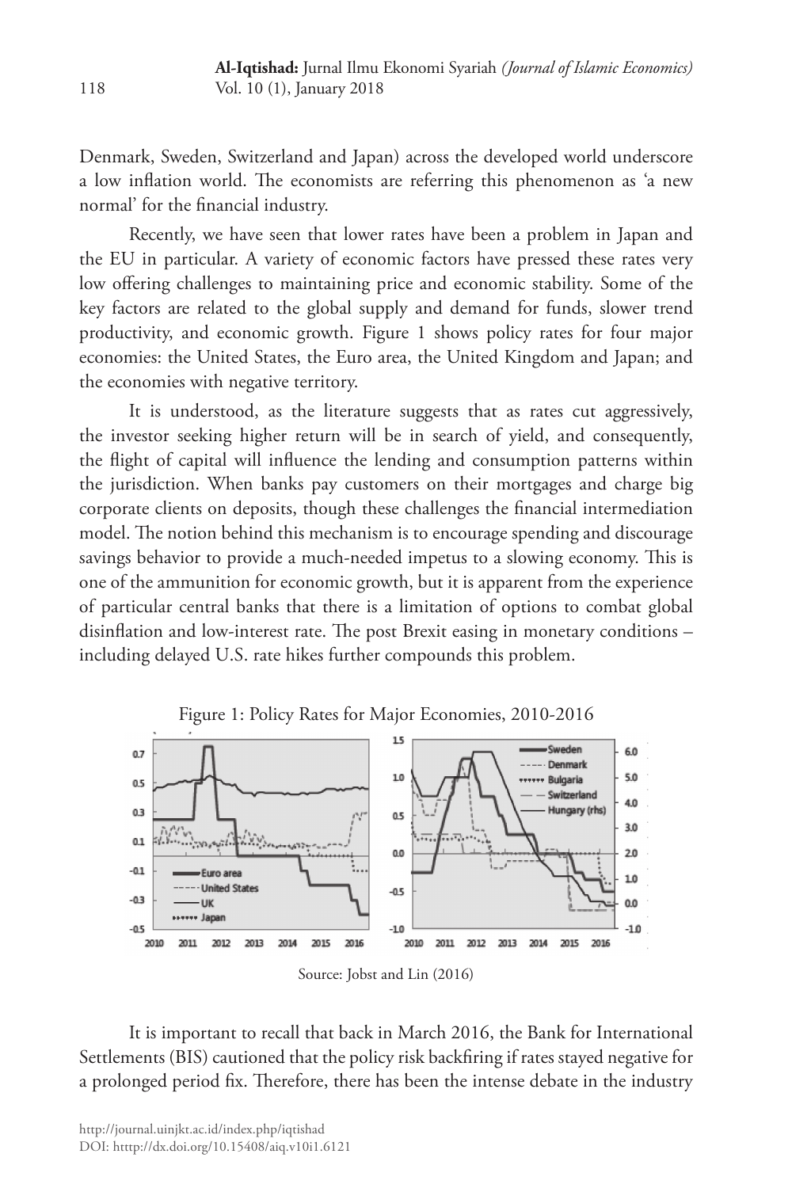Denmark, Sweden, Switzerland and Japan) across the developed world underscore a low inflation world. The economists are referring this phenomenon as 'a new normal' for the financial industry.

Recently, we have seen that lower rates have been a problem in Japan and the EU in particular. A variety of economic factors have pressed these rates very low offering challenges to maintaining price and economic stability. Some of the key factors are related to the global supply and demand for funds, slower trend productivity, and economic growth. Figure 1 shows policy rates for four major economies: the United States, the Euro area, the United Kingdom and Japan; and the economies with negative territory.

It is understood, as the literature suggests that as rates cut aggressively, the investor seeking higher return will be in search of yield, and consequently, the flight of capital will influence the lending and consumption patterns within the jurisdiction. When banks pay customers on their mortgages and charge big corporate clients on deposits, though these challenges the financial intermediation model. The notion behind this mechanism is to encourage spending and discourage savings behavior to provide a much-needed impetus to a slowing economy. This is one of the ammunition for economic growth, but it is apparent from the experience of particular central banks that there is a limitation of options to combat global disinflation and low-interest rate. The post Brexit easing in monetary conditions – including delayed U.S. rate hikes further compounds this problem.

Figure 1: Policy Rates for Major Economies, 2010-2016

Source: Jobst and Lin (2016)

It is important to recall that back in March 2016, the Bank for International Settlements (BIS) cautioned that the policy risk backfiring if rates stayed negative for a prolonged period fix. Therefore, there has been the intense debate in the industry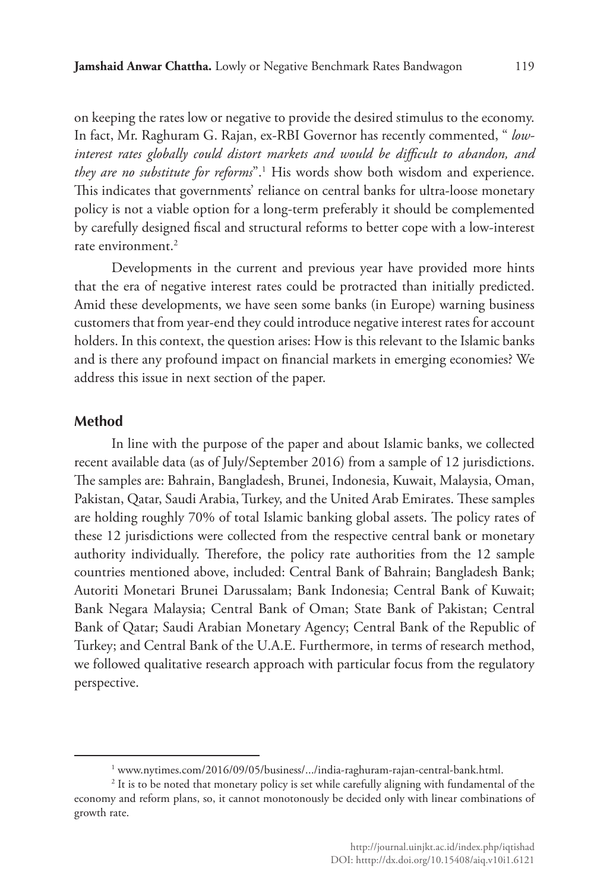on keeping the rates low or negative to provide the desired stimulus to the economy. In fact, Mr. Raghuram G. Rajan, ex-RBI Governor has recently commented, " *low-interest rates globally could distort markets and would be difficult to abandon, and they are no substitute for reforms*".[1] His words show both wisdom and experience. This indicates that governments' reliance on central banks for ultra-loose monetary policy is not a viable option for a long-term preferably it should be complemented by carefully designed fiscal and structural reforms to better cope with a low-interest rate environment.[2]

Developments in the current and previous year have provided more hints that the era of negative interest rates could be protracted than initially predicted. Amid these developments, we have seen some banks (in Europe) warning business customers that from year-end they could introduce negative interest rates for account holders. In this context, the question arises: How is this relevant to the Islamic banks and is there any profound impact on financial markets in emerging economies? We address this issue in next section of the paper.

## Method

In line with the purpose of the paper and about Islamic banks, we collected recent available data (as of July/September 2016) from a sample of 12 jurisdictions. The samples are: Bahrain, Bangladesh, Brunei, Indonesia, Kuwait, Malaysia, Oman, Pakistan, Qatar, Saudi Arabia, Turkey, and the United Arab Emirates. These samples are holding roughly 70% of total Islamic banking global assets. The policy rates of these 12 jurisdictions were collected from the respective central bank or monetary authority individually. Therefore, the policy rate authorities from the 12 sample countries mentioned above, included: Central Bank of Bahrain; Bangladesh Bank; Autoriti Monetari Brunei Darussalam; Bank Indonesia; Central Bank of Kuwait; Bank Negara Malaysia; Central Bank of Oman; State Bank of Pakistan; Central Bank of Qatar; Saudi Arabian Monetary Agency; Central Bank of the Republic of Turkey; and Central Bank of the U.A.E. Furthermore, in terms of research method, we followed qualitative research approach with particular focus from the regulatory perspective.

---

[1] www.nytimes.com/2016/09/05/business/.../india-raghuram-rajan-central-bank.html.

[2] It is to be noted that monetary policy is set while carefully aligning with fundamental of the economy and reform plans, so, it cannot monotonously be decided only with linear combinations of growth rate.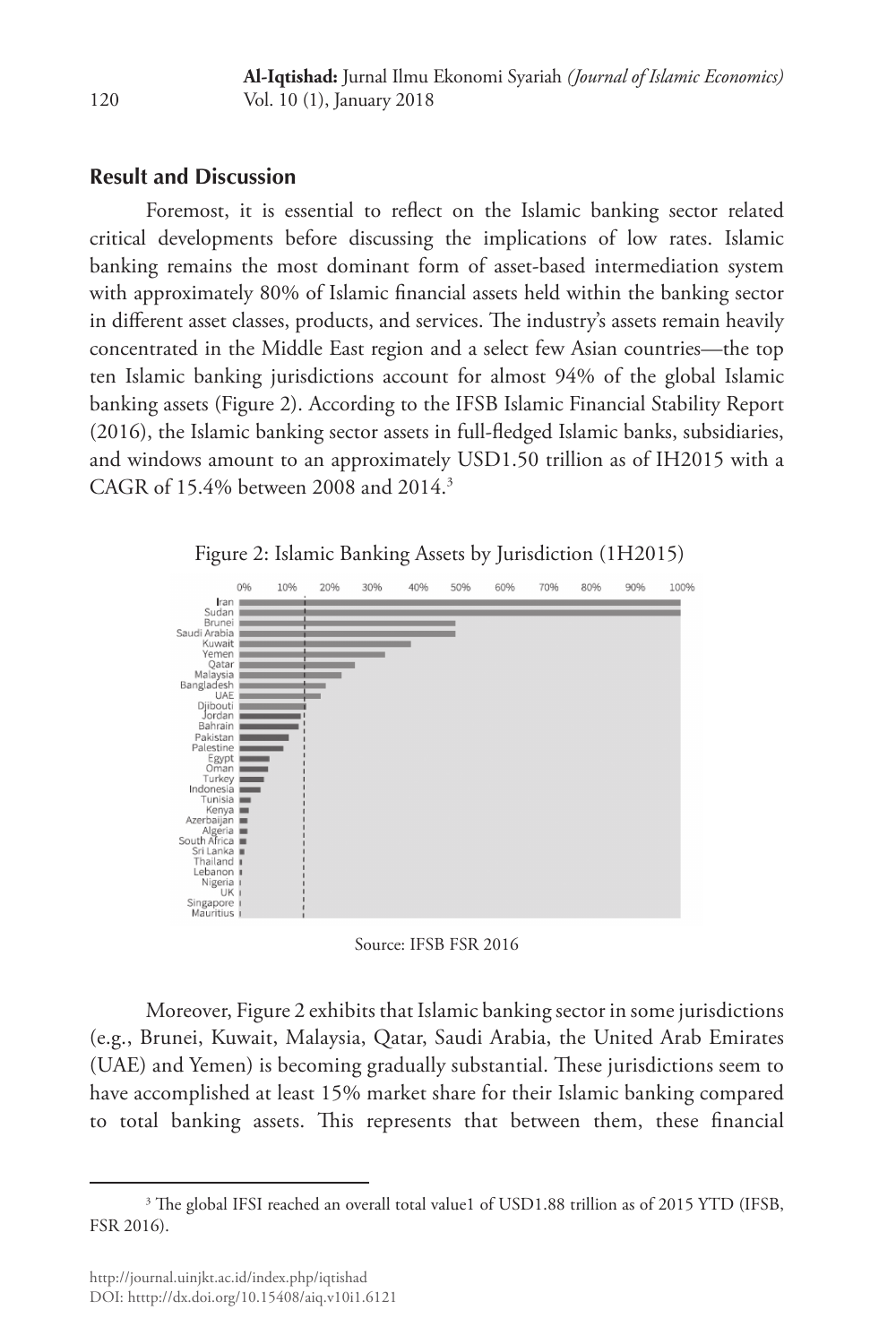## Result and Discussion

Foremost, it is essential to reflect on the Islamic banking sector related critical developments before discussing the implications of low rates. Islamic banking remains the most dominant form of asset-based intermediation system with approximately 80% of Islamic financial assets held within the banking sector in different asset classes, products, and services. The industry's assets remain heavily concentrated in the Middle East region and a select few Asian countries—the top ten Islamic banking jurisdictions account for almost 94% of the global Islamic banking assets (Figure 2). According to the IFSB Islamic Financial Stability Report (2016), the Islamic banking sector assets in full-fledged Islamic banks, subsidiaries, and windows amount to an approximately USD1.50 trillion as of IH2015 with a CAGR of 15.4% between 2008 and 2014.[3]

Figure 2: Islamic Banking Assets by Jurisdiction (1H2015)

Source: IFSB FSR 2016

Moreover, Figure 2 exhibits that Islamic banking sector in some jurisdictions (e.g., Brunei, Kuwait, Malaysia, Qatar, Saudi Arabia, the United Arab Emirates (UAE) and Yemen) is becoming gradually substantial. These jurisdictions seem to have accomplished at least 15% market share for their Islamic banking compared to total banking assets. This represents that between them, these financial

[3] The global IFSI reached an overall total value1 of USD1.88 trillion as of 2015 YTD (IFSB, FSR 2016).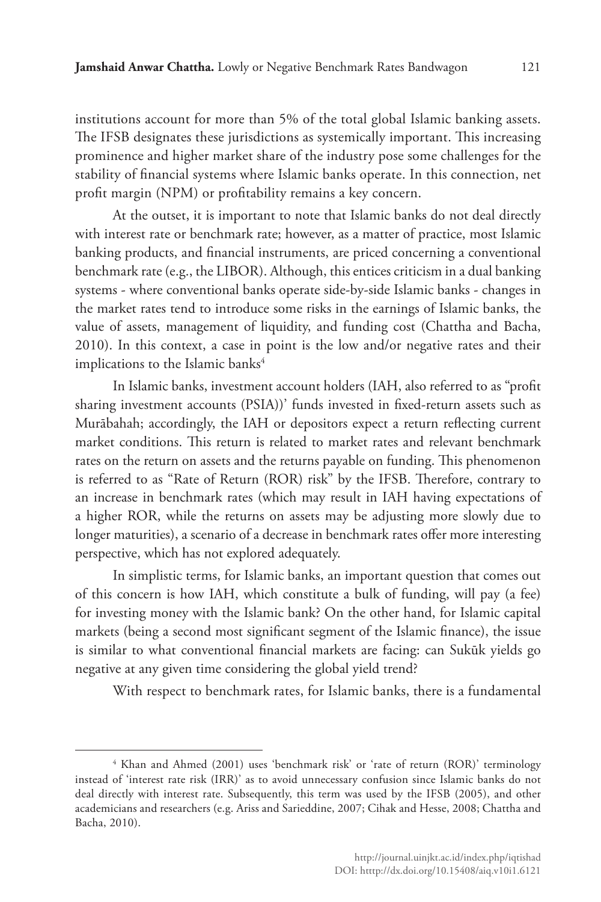institutions account for more than 5% of the total global Islamic banking assets. The IFSB designates these jurisdictions as systemically important. This increasing prominence and higher market share of the industry pose some challenges for the stability of financial systems where Islamic banks operate. In this connection, net profit margin (NPM) or profitability remains a key concern.

At the outset, it is important to note that Islamic banks do not deal directly with interest rate or benchmark rate; however, as a matter of practice, most Islamic banking products, and financial instruments, are priced concerning a conventional benchmark rate (e.g., the LIBOR). Although, this entices criticism in a dual banking systems - where conventional banks operate side-by-side Islamic banks - changes in the market rates tend to introduce some risks in the earnings of Islamic banks, the value of assets, management of liquidity, and funding cost (Chattha and Bacha, 2010). In this context, a case in point is the low and/or negative rates and their implications to the Islamic banks[4]

In Islamic banks, investment account holders (IAH, also referred to as "profit sharing investment accounts (PSIA))' funds invested in fixed-return assets such as Murābahah; accordingly, the IAH or depositors expect a return reflecting current market conditions. This return is related to market rates and relevant benchmark rates on the return on assets and the returns payable on funding. This phenomenon is referred to as "Rate of Return (ROR) risk" by the IFSB. Therefore, contrary to an increase in benchmark rates (which may result in IAH having expectations of a higher ROR, while the returns on assets may be adjusting more slowly due to longer maturities), a scenario of a decrease in benchmark rates offer more interesting perspective, which has not explored adequately.

In simplistic terms, for Islamic banks, an important question that comes out of this concern is how IAH, which constitute a bulk of funding, will pay (a fee) for investing money with the Islamic bank? On the other hand, for Islamic capital markets (being a second most significant segment of the Islamic finance), the issue is similar to what conventional financial markets are facing: can Sukūk yields go negative at any given time considering the global yield trend?

With respect to benchmark rates, for Islamic banks, there is a fundamental

---

[4] Khan and Ahmed (2001) uses 'benchmark risk' or 'rate of return (ROR)' terminology instead of 'interest rate risk (IRR)' as to avoid unnecessary confusion since Islamic banks do not deal directly with interest rate. Subsequently, this term was used by the IFSB (2005), and other academicians and researchers (e.g. Ariss and Sarieddine, 2007; Cihak and Hesse, 2008; Chattha and Bacha, 2010).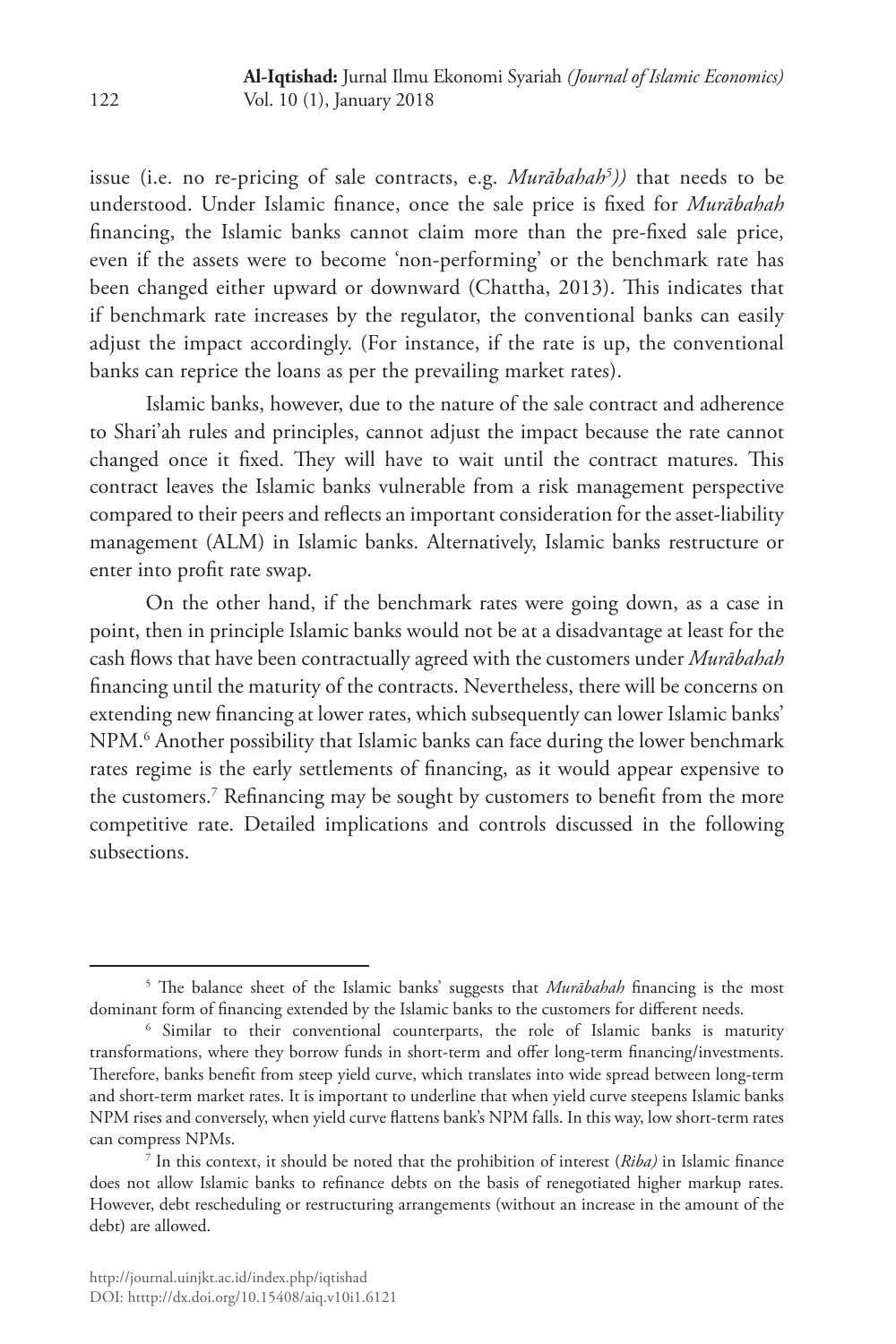issue (i.e. no re-pricing of sale contracts, e.g. *Murābahah*[5])) that needs to be understood. Under Islamic finance, once the sale price is fixed for *Murābahah* financing, the Islamic banks cannot claim more than the pre-fixed sale price, even if the assets were to become 'non-performing' or the benchmark rate has been changed either upward or downward (Chattha, 2013). This indicates that if benchmark rate increases by the regulator, the conventional banks can easily adjust the impact accordingly. (For instance, if the rate is up, the conventional banks can reprice the loans as per the prevailing market rates).

Islamic banks, however, due to the nature of the sale contract and adherence to Shari'ah rules and principles, cannot adjust the impact because the rate cannot changed once it fixed. They will have to wait until the contract matures. This contract leaves the Islamic banks vulnerable from a risk management perspective compared to their peers and reflects an important consideration for the asset-liability management (ALM) in Islamic banks. Alternatively, Islamic banks restructure or enter into profit rate swap.

On the other hand, if the benchmark rates were going down, as a case in point, then in principle Islamic banks would not be at a disadvantage at least for the cash flows that have been contractually agreed with the customers under *Murābahah* financing until the maturity of the contracts. Nevertheless, there will be concerns on extending new financing at lower rates, which subsequently can lower Islamic banks' NPM.[6] Another possibility that Islamic banks can face during the lower benchmark rates regime is the early settlements of financing, as it would appear expensive to the customers.[7] Refinancing may be sought by customers to benefit from the more competitive rate. Detailed implications and controls discussed in the following subsections.

---

[5] The balance sheet of the Islamic banks' suggests that *Murābahah* financing is the most dominant form of financing extended by the Islamic banks to the customers for different needs.

[6] Similar to their conventional counterparts, the role of Islamic banks is maturity transformations, where they borrow funds in short-term and offer long-term financing/investments. Therefore, banks benefit from steep yield curve, which translates into wide spread between long-term and short-term market rates. It is important to underline that when yield curve steepens Islamic banks NPM rises and conversely, when yield curve flattens bank's NPM falls. In this way, low short-term rates can compress NPMs.

[7] In this context, it should be noted that the prohibition of interest (*Riba)* in Islamic finance does not allow Islamic banks to refinance debts on the basis of renegotiated higher markup rates. However, debt rescheduling or restructuring arrangements (without an increase in the amount of the debt) are allowed.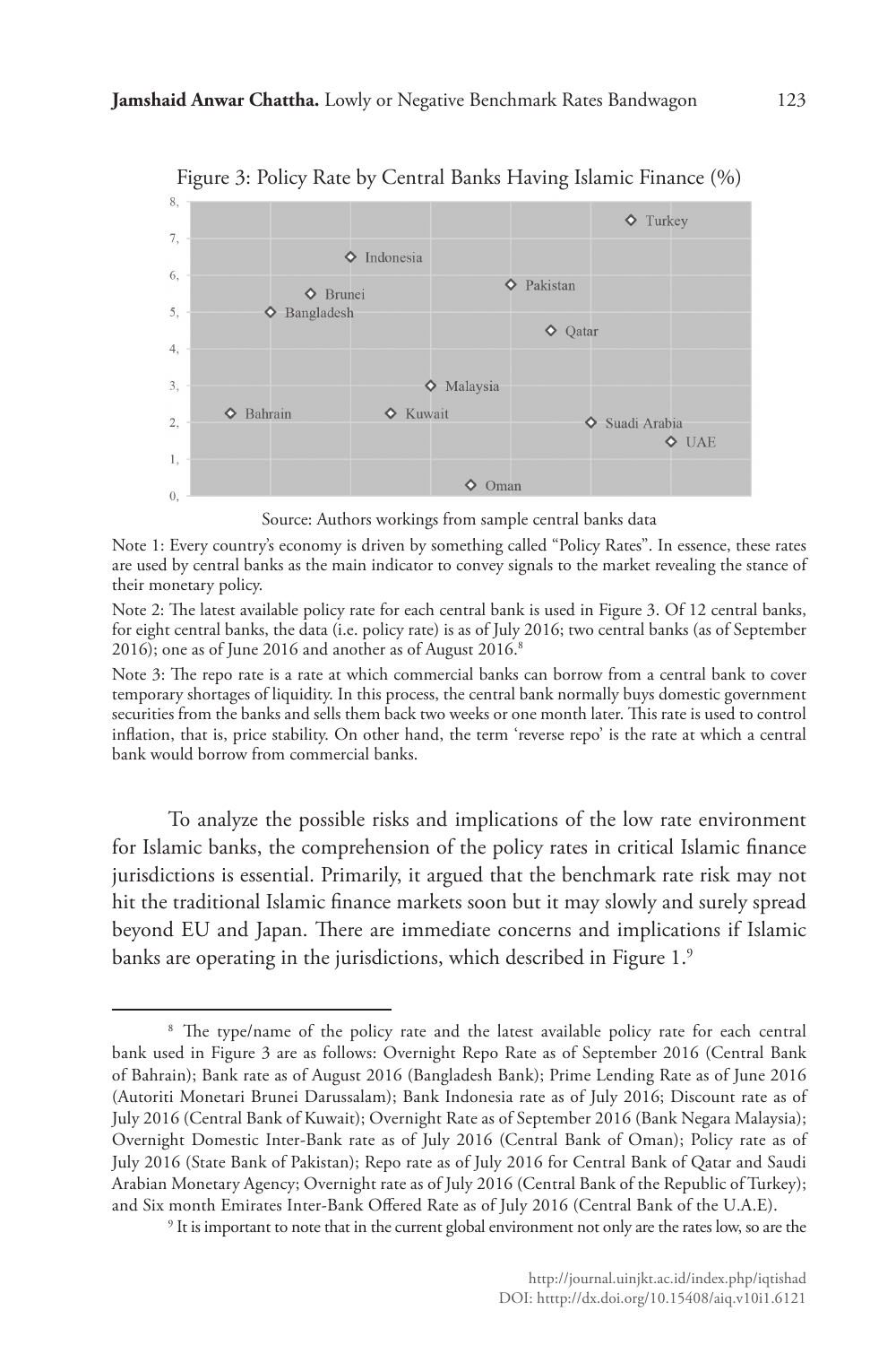Figure 3: Policy Rate by Central Banks Having Islamic Finance (%)

Source: Authors workings from sample central banks data

Note 1: Every country's economy is driven by something called "Policy Rates". In essence, these rates are used by central banks as the main indicator to convey signals to the market revealing the stance of their monetary policy.

Note 2: The latest available policy rate for each central bank is used in Figure 3. Of 12 central banks, for eight central banks, the data (i.e. policy rate) is as of July 2016; two central banks (as of September 2016); one as of June 2016 and another as of August 2016.[8]

Note 3: The repo rate is a rate at which commercial banks can borrow from a central bank to cover temporary shortages of liquidity. In this process, the central bank normally buys domestic government securities from the banks and sells them back two weeks or one month later. This rate is used to control inflation, that is, price stability. On other hand, the term 'reverse repo' is the rate at which a central bank would borrow from commercial banks.

To analyze the possible risks and implications of the low rate environment for Islamic banks, the comprehension of the policy rates in critical Islamic finance jurisdictions is essential. Primarily, it argued that the benchmark rate risk may not hit the traditional Islamic finance markets soon but it may slowly and surely spread beyond EU and Japan. There are immediate concerns and implications if Islamic banks are operating in the jurisdictions, which described in Figure 1.[9]

---

[8] The type/name of the policy rate and the latest available policy rate for each central bank used in Figure 3 are as follows: Overnight Repo Rate as of September 2016 (Central Bank of Bahrain); Bank rate as of August 2016 (Bangladesh Bank); Prime Lending Rate as of June 2016 (Autoriti Monetari Brunei Darussalam); Bank Indonesia rate as of July 2016; Discount rate as of July 2016 (Central Bank of Kuwait); Overnight Rate as of September 2016 (Bank Negara Malaysia); Overnight Domestic Inter-Bank rate as of July 2016 (Central Bank of Oman); Policy rate as of July 2016 (State Bank of Pakistan); Repo rate as of July 2016 for Central Bank of Qatar and Saudi Arabian Monetary Agency; Overnight rate as of July 2016 (Central Bank of the Republic of Turkey); and Six month Emirates Inter-Bank Offered Rate as of July 2016 (Central Bank of the U.A.E).

[9] It is important to note that in the current global environment not only are the rates low, so are the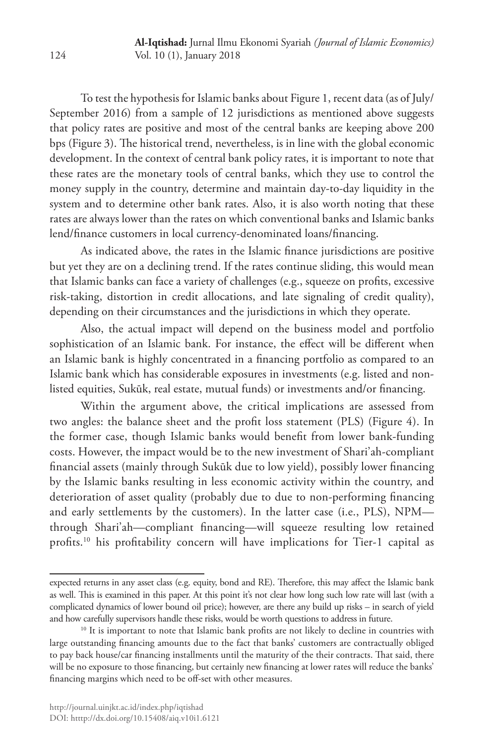To test the hypothesis for Islamic banks about Figure 1, recent data (as of July/ September 2016) from a sample of 12 jurisdictions as mentioned above suggests that policy rates are positive and most of the central banks are keeping above 200 bps (Figure 3). The historical trend, nevertheless, is in line with the global economic development. In the context of central bank policy rates, it is important to note that these rates are the monetary tools of central banks, which they use to control the money supply in the country, determine and maintain day-to-day liquidity in the system and to determine other bank rates. Also, it is also worth noting that these rates are always lower than the rates on which conventional banks and Islamic banks lend/finance customers in local currency-denominated loans/financing.

As indicated above, the rates in the Islamic finance jurisdictions are positive but yet they are on a declining trend. If the rates continue sliding, this would mean that Islamic banks can face a variety of challenges (e.g., squeeze on profits, excessive risk-taking, distortion in credit allocations, and late signaling of credit quality), depending on their circumstances and the jurisdictions in which they operate.

Also, the actual impact will depend on the business model and portfolio sophistication of an Islamic bank. For instance, the effect will be different when an Islamic bank is highly concentrated in a financing portfolio as compared to an Islamic bank which has considerable exposures in investments (e.g. listed and non-listed equities, Sukūk, real estate, mutual funds) or investments and/or financing.

Within the argument above, the critical implications are assessed from two angles: the balance sheet and the profit loss statement (PLS) (Figure 4). In the former case, though Islamic banks would benefit from lower bank-funding costs. However, the impact would be to the new investment of Shari'ah-compliant financial assets (mainly through Sukūk due to low yield), possibly lower financing by the Islamic banks resulting in less economic activity within the country, and deterioration of asset quality (probably due to due to non-performing financing and early settlements by the customers). In the latter case (i.e., PLS), NPM—through Shari'ah—compliant financing—will squeeze resulting low retained profits.[10] his profitability concern will have implications for Tier-1 capital as

---

expected returns in any asset class (e.g. equity, bond and RE). Therefore, this may affect the Islamic bank as well. This is examined in this paper. At this point it's not clear how long such low rate will last (with a complicated dynamics of lower bound oil price); however, are there any build up risks – in search of yield and how carefully supervisors handle these risks, would be worth questions to address in future.

[10] It is important to note that Islamic bank profits are not likely to decline in countries with large outstanding financing amounts due to the fact that banks' customers are contractually obliged to pay back house/car financing installments until the maturity of the their contracts. That said, there will be no exposure to those financing, but certainly new financing at lower rates will reduce the banks' financing margins which need to be off-set with other measures.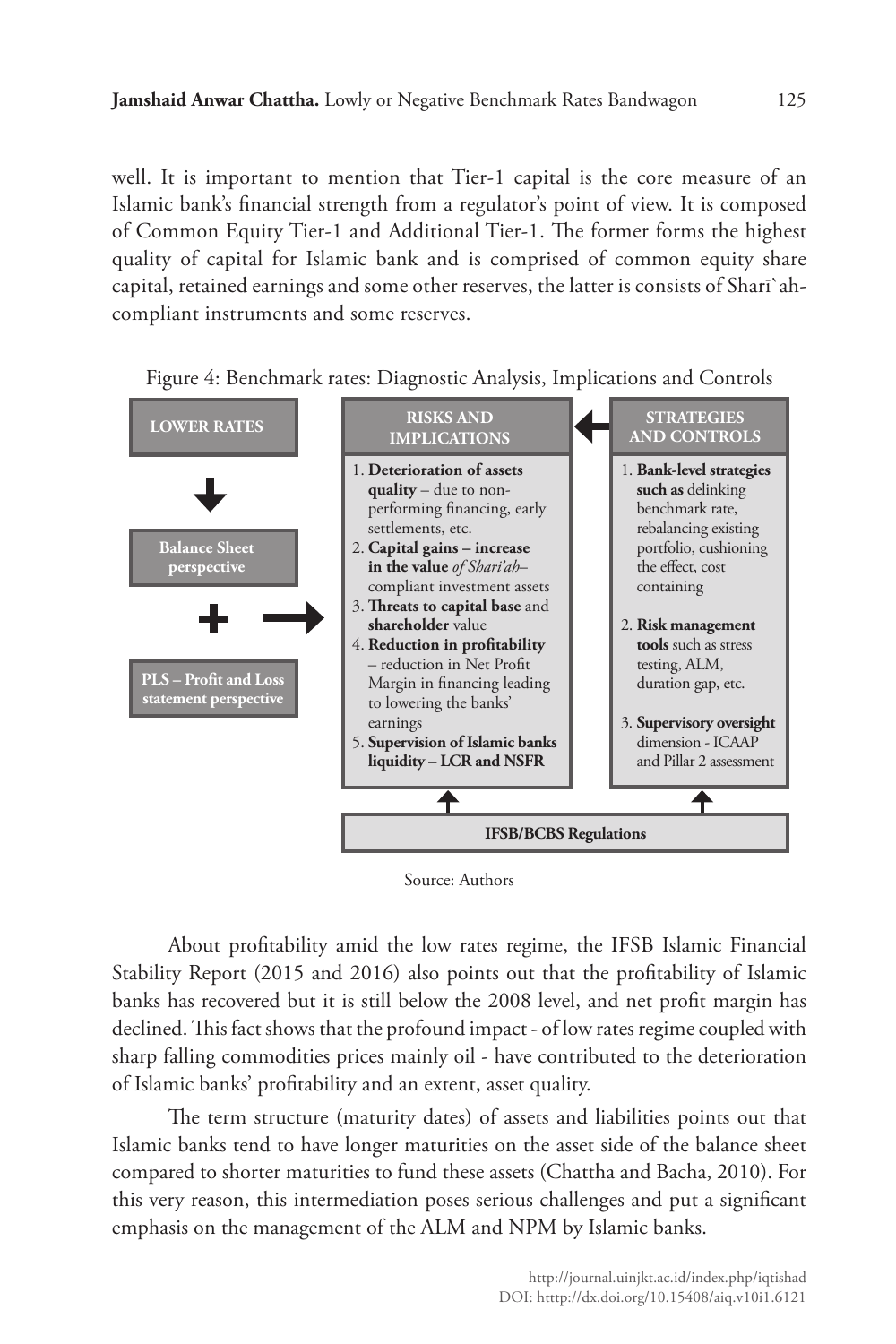well. It is important to mention that Tier-1 capital is the core measure of an Islamic bank's financial strength from a regulator's point of view. It is composed of Common Equity Tier-1 and Additional Tier-1. The former forms the highest quality of capital for Islamic bank and is comprised of common equity share capital, retained earnings and some other reserves, the latter is consists of Sharī`ah-compliant instruments and some reserves.

Figure 4: Benchmark rates: Diagnostic Analysis, Implications and Controls

**LOWER RATES**

↓

**Balance Sheet perspective**

\+ →

**PLS – Profit and Loss statement perspective**

**RISKS AND IMPLICATIONS**

1. **Deterioration of assets quality** – due to non-performing financing, early settlements, etc.
2. **Capital gains – increase in the value** *of Shari'ah*–compliant investment assets
3. **Threats to capital base** and **shareholder** value
4. **Reduction in profitability** – reduction in Net Profit Margin in financing leading to lowering the banks' earnings
5. **Supervision of Islamic banks liquidity – LCR and NSFR**

← **STRATEGIES AND CONTROLS**

1. **Bank-level strategies such as** delinking benchmark rate, rebalancing existing portfolio, cushioning the effect, cost containing
2. **Risk management tools** such as stress testing, ALM, duration gap, etc.
3. **Supervisory oversight** dimension - ICAAP and Pillar 2 assessment

↑ **IFSB/BCBS Regulations** ↑

Source: Authors

About profitability amid the low rates regime, the IFSB Islamic Financial Stability Report (2015 and 2016) also points out that the profitability of Islamic banks has recovered but it is still below the 2008 level, and net profit margin has declined. This fact shows that the profound impact - of low rates regime coupled with sharp falling commodities prices mainly oil - have contributed to the deterioration of Islamic banks' profitability and an extent, asset quality.

The term structure (maturity dates) of assets and liabilities points out that Islamic banks tend to have longer maturities on the asset side of the balance sheet compared to shorter maturities to fund these assets (Chattha and Bacha, 2010). For this very reason, this intermediation poses serious challenges and put a significant emphasis on the management of the ALM and NPM by Islamic banks.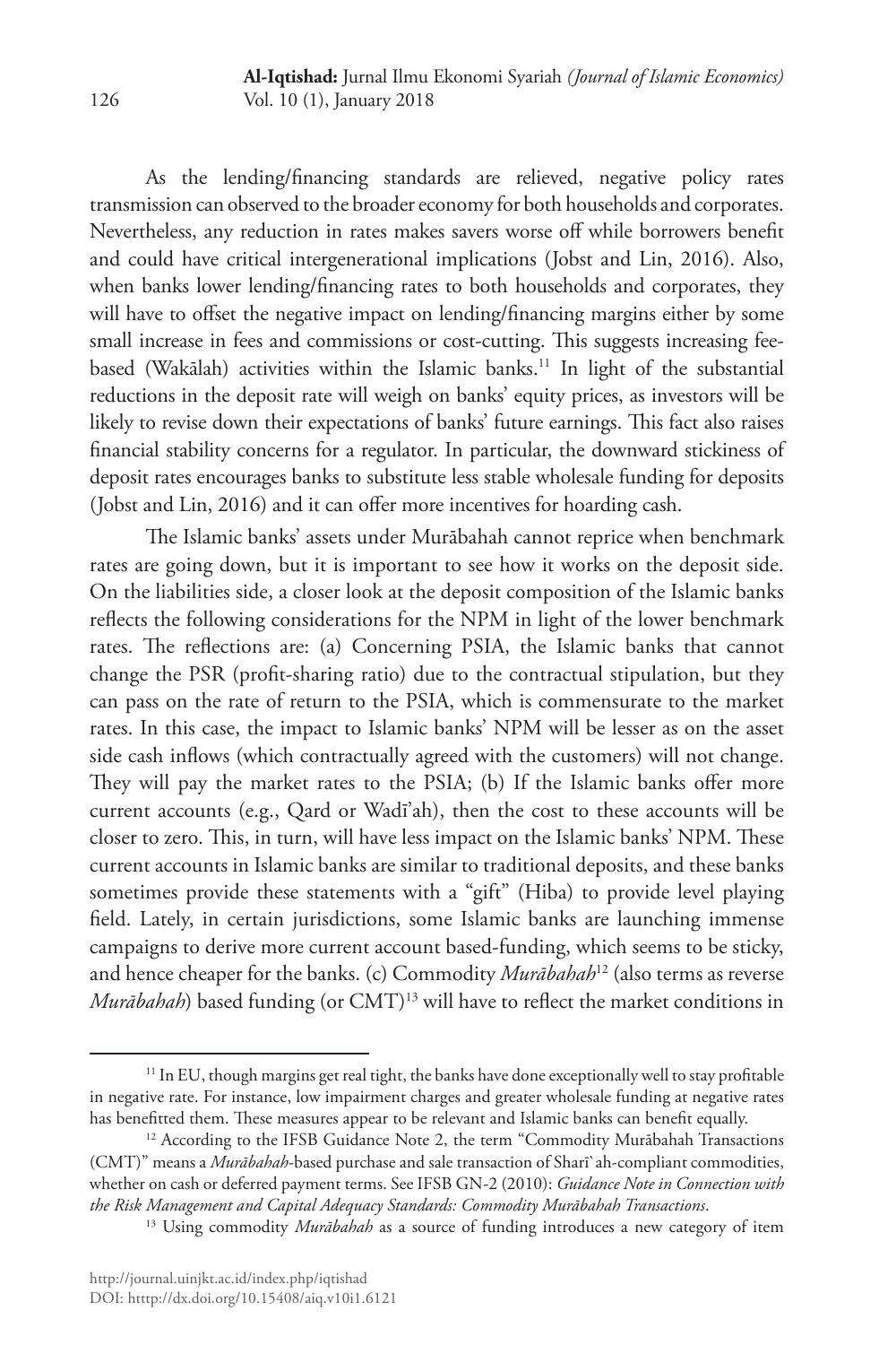As the lending/financing standards are relieved, negative policy rates transmission can observed to the broader economy for both households and corporates. Nevertheless, any reduction in rates makes savers worse off while borrowers benefit and could have critical intergenerational implications (Jobst and Lin, 2016). Also, when banks lower lending/financing rates to both households and corporates, they will have to offset the negative impact on lending/financing margins either by some small increase in fees and commissions or cost-cutting. This suggests increasing fee-based (Wakālah) activities within the Islamic banks.[11] In light of the substantial reductions in the deposit rate will weigh on banks' equity prices, as investors will be likely to revise down their expectations of banks' future earnings. This fact also raises financial stability concerns for a regulator. In particular, the downward stickiness of deposit rates encourages banks to substitute less stable wholesale funding for deposits (Jobst and Lin, 2016) and it can offer more incentives for hoarding cash.

The Islamic banks' assets under Murābahah cannot reprice when benchmark rates are going down, but it is important to see how it works on the deposit side. On the liabilities side, a closer look at the deposit composition of the Islamic banks reflects the following considerations for the NPM in light of the lower benchmark rates. The reflections are: (a) Concerning PSIA, the Islamic banks that cannot change the PSR (profit-sharing ratio) due to the contractual stipulation, but they can pass on the rate of return to the PSIA, which is commensurate to the market rates. In this case, the impact to Islamic banks' NPM will be lesser as on the asset side cash inflows (which contractually agreed with the customers) will not change. They will pay the market rates to the PSIA; (b) If the Islamic banks offer more current accounts (e.g., Qard or Wadī'ah), then the cost to these accounts will be closer to zero. This, in turn, will have less impact on the Islamic banks' NPM. These current accounts in Islamic banks are similar to traditional deposits, and these banks sometimes provide these statements with a "gift" (Hiba) to provide level playing field. Lately, in certain jurisdictions, some Islamic banks are launching immense campaigns to derive more current account based-funding, which seems to be sticky, and hence cheaper for the banks. (c) Commodity *Murābahah*[12] (also terms as reverse *Murābahah*) based funding (or CMT)[13] will have to reflect the market conditions in

---

[11] In EU, though margins get real tight, the banks have done exceptionally well to stay profitable in negative rate. For instance, low impairment charges and greater wholesale funding at negative rates has benefitted them. These measures appear to be relevant and Islamic banks can benefit equally.

[12] According to the IFSB Guidance Note 2, the term "Commodity Murābahah Transactions (CMT)" means a *Murābahah*-based purchase and sale transaction of Sharī`ah-compliant commodities, whether on cash or deferred payment terms. See IFSB GN-2 (2010): *Guidance Note in Connection with the Risk Management and Capital Adequacy Standards: Commodity Murābahah Transactions*.

[13] Using commodity *Murābahah* as a source of funding introduces a new category of item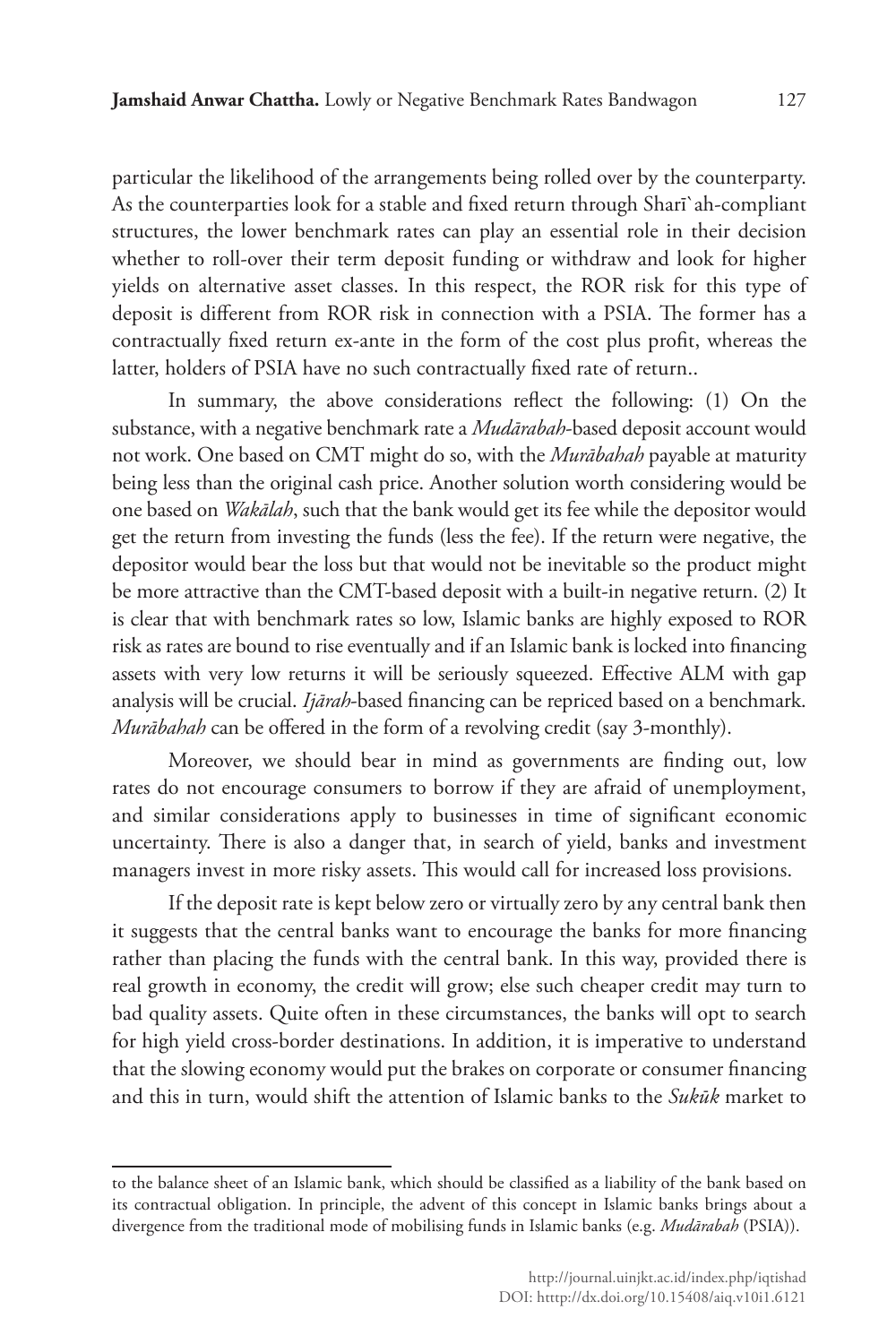particular the likelihood of the arrangements being rolled over by the counterparty. As the counterparties look for a stable and fixed return through Sharī`ah-compliant structures, the lower benchmark rates can play an essential role in their decision whether to roll-over their term deposit funding or withdraw and look for higher yields on alternative asset classes. In this respect, the ROR risk for this type of deposit is different from ROR risk in connection with a PSIA. The former has a contractually fixed return ex-ante in the form of the cost plus profit, whereas the latter, holders of PSIA have no such contractually fixed rate of return..

In summary, the above considerations reflect the following: (1) On the substance, with a negative benchmark rate a *Muḍārabah*-based deposit account would not work. One based on CMT might do so, with the *Murābahah* payable at maturity being less than the original cash price. Another solution worth considering would be one based on *Wakālah*, such that the bank would get its fee while the depositor would get the return from investing the funds (less the fee). If the return were negative, the depositor would bear the loss but that would not be inevitable so the product might be more attractive than the CMT-based deposit with a built-in negative return. (2) It is clear that with benchmark rates so low, Islamic banks are highly exposed to ROR risk as rates are bound to rise eventually and if an Islamic bank is locked into financing assets with very low returns it will be seriously squeezed. Effective ALM with gap analysis will be crucial. *Ijārah*-based financing can be repriced based on a benchmark. *Murābahah* can be offered in the form of a revolving credit (say 3-monthly).

Moreover, we should bear in mind as governments are finding out, low rates do not encourage consumers to borrow if they are afraid of unemployment, and similar considerations apply to businesses in time of significant economic uncertainty. There is also a danger that, in search of yield, banks and investment managers invest in more risky assets. This would call for increased loss provisions.

If the deposit rate is kept below zero or virtually zero by any central bank then it suggests that the central banks want to encourage the banks for more financing rather than placing the funds with the central bank. In this way, provided there is real growth in economy, the credit will grow; else such cheaper credit may turn to bad quality assets. Quite often in these circumstances, the banks will opt to search for high yield cross-border destinations. In addition, it is imperative to understand that the slowing economy would put the brakes on corporate or consumer financing and this in turn, would shift the attention of Islamic banks to the *Sukūk* market to

---

to the balance sheet of an Islamic bank, which should be classified as a liability of the bank based on its contractual obligation. In principle, the advent of this concept in Islamic banks brings about a divergence from the traditional mode of mobilising funds in Islamic banks (e.g. *Muḍārabah* (PSIA)).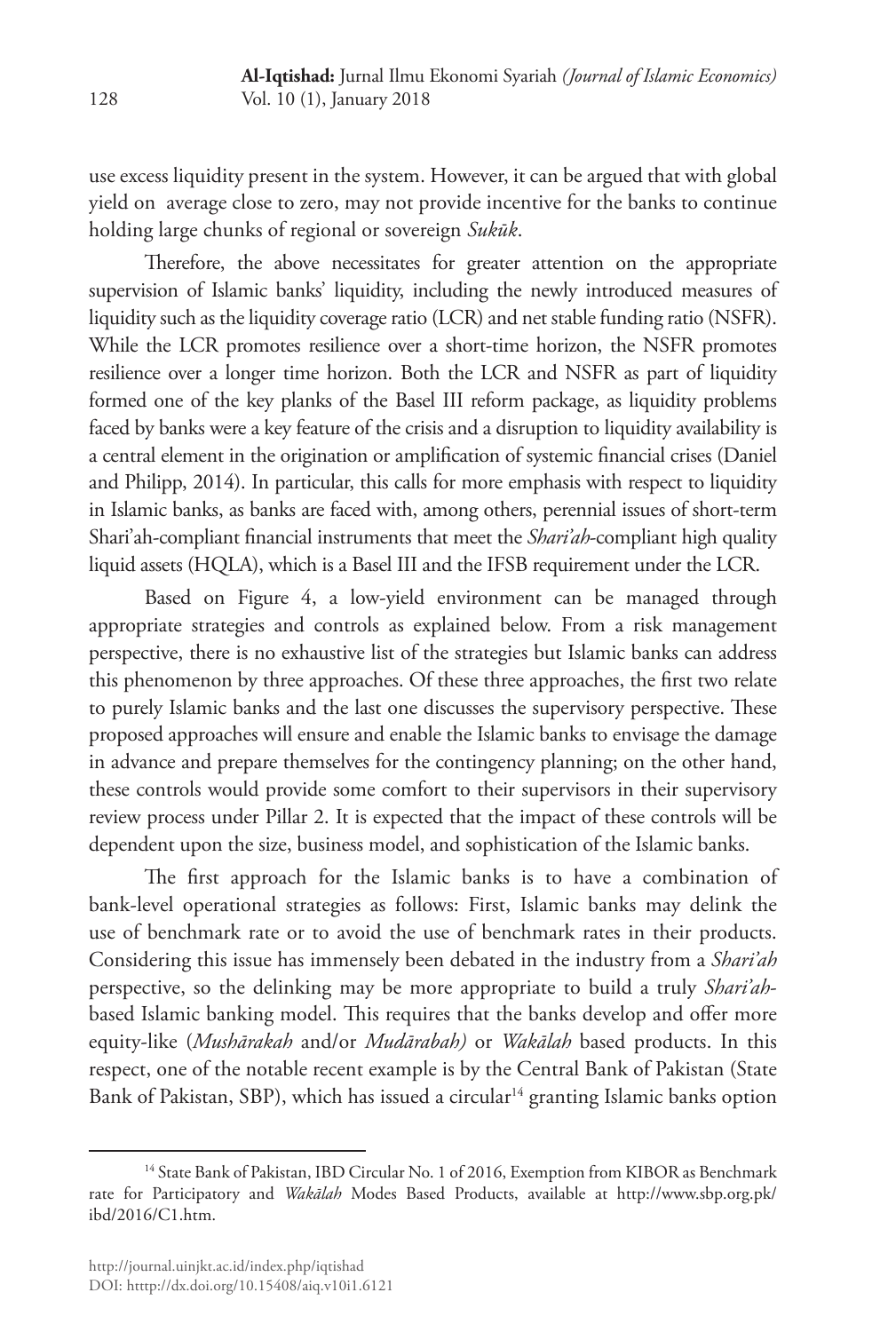use excess liquidity present in the system. However, it can be argued that with global yield on average close to zero, may not provide incentive for the banks to continue holding large chunks of regional or sovereign *Sukūk*.

Therefore, the above necessitates for greater attention on the appropriate supervision of Islamic banks' liquidity, including the newly introduced measures of liquidity such as the liquidity coverage ratio (LCR) and net stable funding ratio (NSFR). While the LCR promotes resilience over a short-time horizon, the NSFR promotes resilience over a longer time horizon. Both the LCR and NSFR as part of liquidity formed one of the key planks of the Basel III reform package, as liquidity problems faced by banks were a key feature of the crisis and a disruption to liquidity availability is a central element in the origination or amplification of systemic financial crises (Daniel and Philipp, 2014). In particular, this calls for more emphasis with respect to liquidity in Islamic banks, as banks are faced with, among others, perennial issues of short-term Shari'ah-compliant financial instruments that meet the *Shari'ah*-compliant high quality liquid assets (HQLA), which is a Basel III and the IFSB requirement under the LCR.

Based on Figure 4, a low-yield environment can be managed through appropriate strategies and controls as explained below. From a risk management perspective, there is no exhaustive list of the strategies but Islamic banks can address this phenomenon by three approaches. Of these three approaches, the first two relate to purely Islamic banks and the last one discusses the supervisory perspective. These proposed approaches will ensure and enable the Islamic banks to envisage the damage in advance and prepare themselves for the contingency planning; on the other hand, these controls would provide some comfort to their supervisors in their supervisory review process under Pillar 2. It is expected that the impact of these controls will be dependent upon the size, business model, and sophistication of the Islamic banks.

The first approach for the Islamic banks is to have a combination of bank-level operational strategies as follows: First, Islamic banks may delink the use of benchmark rate or to avoid the use of benchmark rates in their products. Considering this issue has immensely been debated in the industry from a *Shari'ah* perspective, so the delinking may be more appropriate to build a truly *Shari'ah*-based Islamic banking model. This requires that the banks develop and offer more equity-like (*Mushārakah* and/or *Mudārabah)* or *Wakālah* based products. In this respect, one of the notable recent example is by the Central Bank of Pakistan (State Bank of Pakistan, SBP), which has issued a circular[14] granting Islamic banks option

[14] State Bank of Pakistan, IBD Circular No. 1 of 2016, Exemption from KIBOR as Benchmark rate for Participatory and *Wakālah* Modes Based Products, available at http://www.sbp.org.pk/ibd/2016/C1.htm.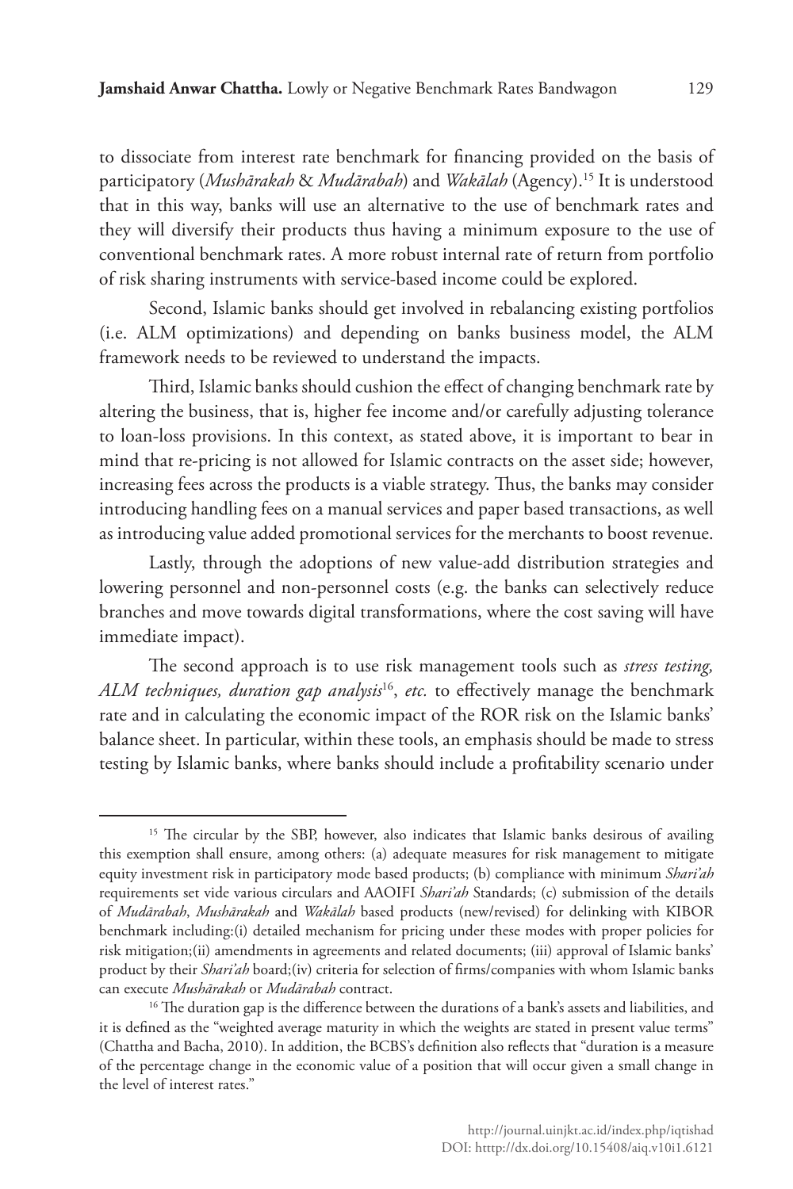to dissociate from interest rate benchmark for financing provided on the basis of participatory (*Mushārakah* & *Mudārabah*) and *Wakālah* (Agency).[15] It is understood that in this way, banks will use an alternative to the use of benchmark rates and they will diversify their products thus having a minimum exposure to the use of conventional benchmark rates. A more robust internal rate of return from portfolio of risk sharing instruments with service-based income could be explored.

Second, Islamic banks should get involved in rebalancing existing portfolios (i.e. ALM optimizations) and depending on banks business model, the ALM framework needs to be reviewed to understand the impacts.

Third, Islamic banks should cushion the effect of changing benchmark rate by altering the business, that is, higher fee income and/or carefully adjusting tolerance to loan-loss provisions. In this context, as stated above, it is important to bear in mind that re-pricing is not allowed for Islamic contracts on the asset side; however, increasing fees across the products is a viable strategy. Thus, the banks may consider introducing handling fees on a manual services and paper based transactions, as well as introducing value added promotional services for the merchants to boost revenue.

Lastly, through the adoptions of new value-add distribution strategies and lowering personnel and non-personnel costs (e.g. the banks can selectively reduce branches and move towards digital transformations, where the cost saving will have immediate impact).

The second approach is to use risk management tools such as *stress testing, ALM techniques, duration gap analysis*[16], *etc.* to effectively manage the benchmark rate and in calculating the economic impact of the ROR risk on the Islamic banks' balance sheet. In particular, within these tools, an emphasis should be made to stress testing by Islamic banks, where banks should include a profitability scenario under

---

[15] The circular by the SBP, however, also indicates that Islamic banks desirous of availing this exemption shall ensure, among others: (a) adequate measures for risk management to mitigate equity investment risk in participatory mode based products; (b) compliance with minimum *Shari'ah* requirements set vide various circulars and AAOIFI *Shari'ah* Standards; (c) submission of the details of *Mudārabah*, *Mushārakah* and *Wakālah* based products (new/revised) for delinking with KIBOR benchmark including:(i) detailed mechanism for pricing under these modes with proper policies for risk mitigation;(ii) amendments in agreements and related documents; (iii) approval of Islamic banks' product by their *Shari'ah* board;(iv) criteria for selection of firms/companies with whom Islamic banks can execute *Mushārakah* or *Mudārabah* contract.

[16] The duration gap is the difference between the durations of a bank's assets and liabilities, and it is defined as the "weighted average maturity in which the weights are stated in present value terms" (Chattha and Bacha, 2010). In addition, the BCBS's definition also reflects that "duration is a measure of the percentage change in the economic value of a position that will occur given a small change in the level of interest rates."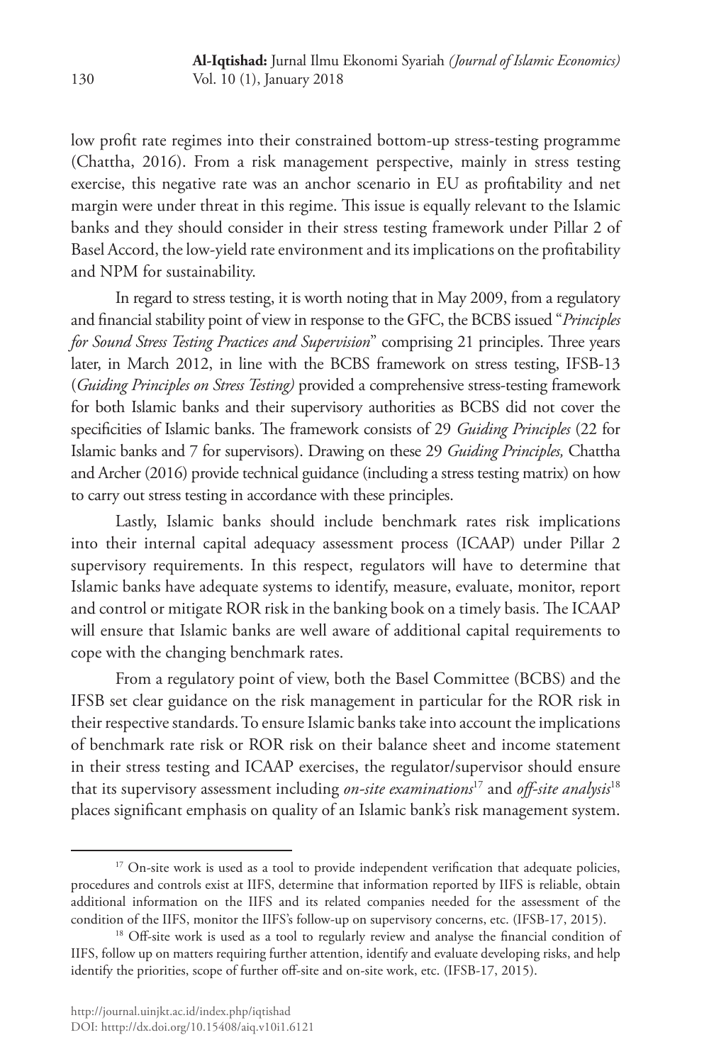low profit rate regimes into their constrained bottom-up stress-testing programme (Chattha, 2016). From a risk management perspective, mainly in stress testing exercise, this negative rate was an anchor scenario in EU as profitability and net margin were under threat in this regime. This issue is equally relevant to the Islamic banks and they should consider in their stress testing framework under Pillar 2 of Basel Accord, the low-yield rate environment and its implications on the profitability and NPM for sustainability.

In regard to stress testing, it is worth noting that in May 2009, from a regulatory and financial stability point of view in response to the GFC, the BCBS issued "*Principles for Sound Stress Testing Practices and Supervision*" comprising 21 principles. Three years later, in March 2012, in line with the BCBS framework on stress testing, IFSB-13 (*Guiding Principles on Stress Testing)* provided a comprehensive stress-testing framework for both Islamic banks and their supervisory authorities as BCBS did not cover the specificities of Islamic banks. The framework consists of 29 *Guiding Principles* (22 for Islamic banks and 7 for supervisors). Drawing on these 29 *Guiding Principles,* Chattha and Archer (2016) provide technical guidance (including a stress testing matrix) on how to carry out stress testing in accordance with these principles.

Lastly, Islamic banks should include benchmark rates risk implications into their internal capital adequacy assessment process (ICAAP) under Pillar 2 supervisory requirements. In this respect, regulators will have to determine that Islamic banks have adequate systems to identify, measure, evaluate, monitor, report and control or mitigate ROR risk in the banking book on a timely basis. The ICAAP will ensure that Islamic banks are well aware of additional capital requirements to cope with the changing benchmark rates.

From a regulatory point of view, both the Basel Committee (BCBS) and the IFSB set clear guidance on the risk management in particular for the ROR risk in their respective standards. To ensure Islamic banks take into account the implications of benchmark rate risk or ROR risk on their balance sheet and income statement in their stress testing and ICAAP exercises, the regulator/supervisor should ensure that its supervisory assessment including *on-site examinations*[17] and *off-site analysis*[18] places significant emphasis on quality of an Islamic bank's risk management system.

---

[17] On-site work is used as a tool to provide independent verification that adequate policies, procedures and controls exist at IIFS, determine that information reported by IIFS is reliable, obtain additional information on the IIFS and its related companies needed for the assessment of the condition of the IIFS, monitor the IIFS's follow-up on supervisory concerns, etc. (IFSB-17, 2015).

[18] Off-site work is used as a tool to regularly review and analyse the financial condition of IIFS, follow up on matters requiring further attention, identify and evaluate developing risks, and help identify the priorities, scope of further off-site and on-site work, etc. (IFSB-17, 2015).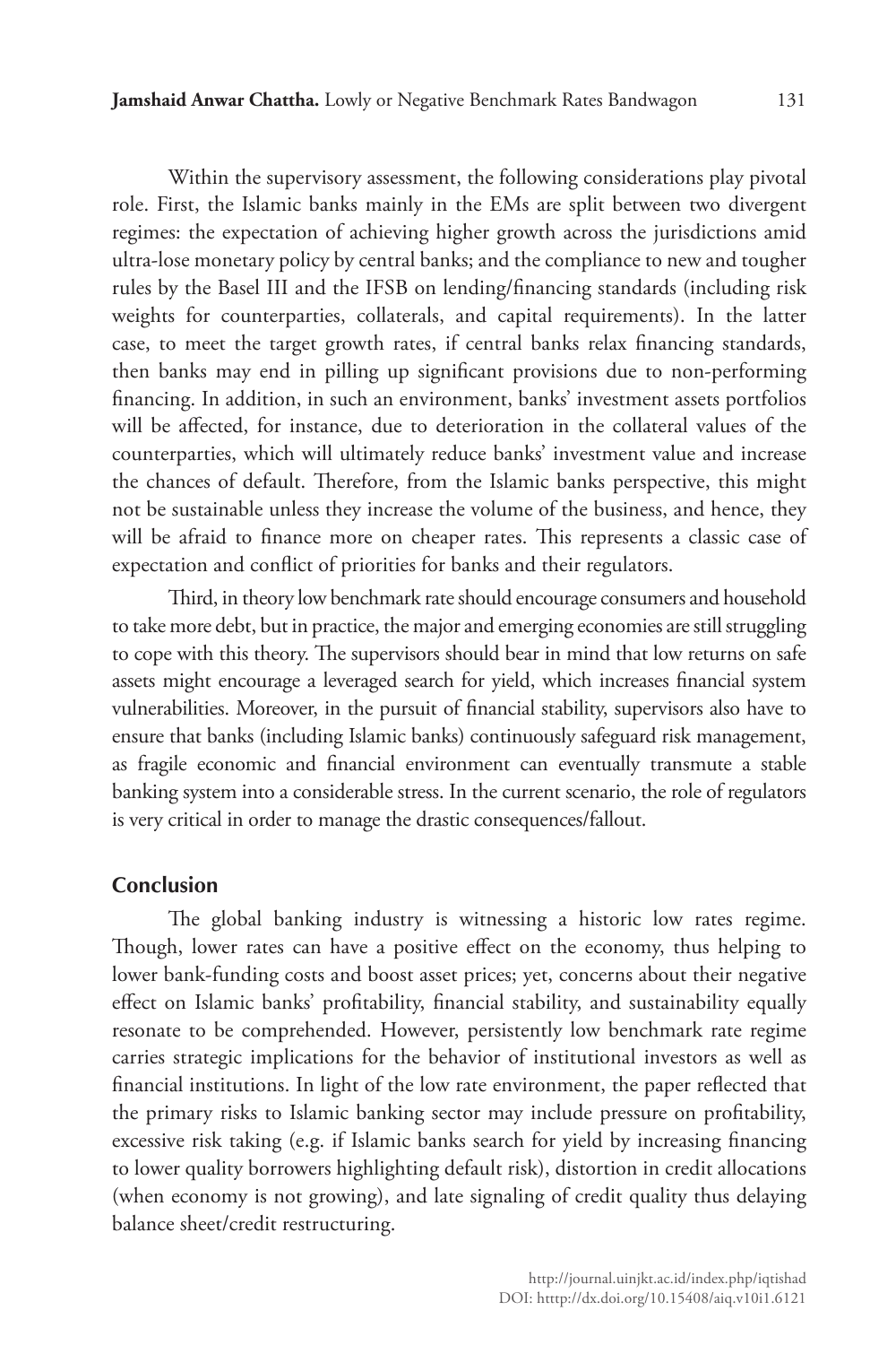Within the supervisory assessment, the following considerations play pivotal role. First, the Islamic banks mainly in the EMs are split between two divergent regimes: the expectation of achieving higher growth across the jurisdictions amid ultra-lose monetary policy by central banks; and the compliance to new and tougher rules by the Basel III and the IFSB on lending/financing standards (including risk weights for counterparties, collaterals, and capital requirements). In the latter case, to meet the target growth rates, if central banks relax financing standards, then banks may end in pilling up significant provisions due to non-performing financing. In addition, in such an environment, banks' investment assets portfolios will be affected, for instance, due to deterioration in the collateral values of the counterparties, which will ultimately reduce banks' investment value and increase the chances of default. Therefore, from the Islamic banks perspective, this might not be sustainable unless they increase the volume of the business, and hence, they will be afraid to finance more on cheaper rates. This represents a classic case of expectation and conflict of priorities for banks and their regulators.

Third, in theory low benchmark rate should encourage consumers and household to take more debt, but in practice, the major and emerging economies are still struggling to cope with this theory. The supervisors should bear in mind that low returns on safe assets might encourage a leveraged search for yield, which increases financial system vulnerabilities. Moreover, in the pursuit of financial stability, supervisors also have to ensure that banks (including Islamic banks) continuously safeguard risk management, as fragile economic and financial environment can eventually transmute a stable banking system into a considerable stress. In the current scenario, the role of regulators is very critical in order to manage the drastic consequences/fallout.

## Conclusion

The global banking industry is witnessing a historic low rates regime. Though, lower rates can have a positive effect on the economy, thus helping to lower bank-funding costs and boost asset prices; yet, concerns about their negative effect on Islamic banks' profitability, financial stability, and sustainability equally resonate to be comprehended. However, persistently low benchmark rate regime carries strategic implications for the behavior of institutional investors as well as financial institutions. In light of the low rate environment, the paper reflected that the primary risks to Islamic banking sector may include pressure on profitability, excessive risk taking (e.g. if Islamic banks search for yield by increasing financing to lower quality borrowers highlighting default risk), distortion in credit allocations (when economy is not growing), and late signaling of credit quality thus delaying balance sheet/credit restructuring.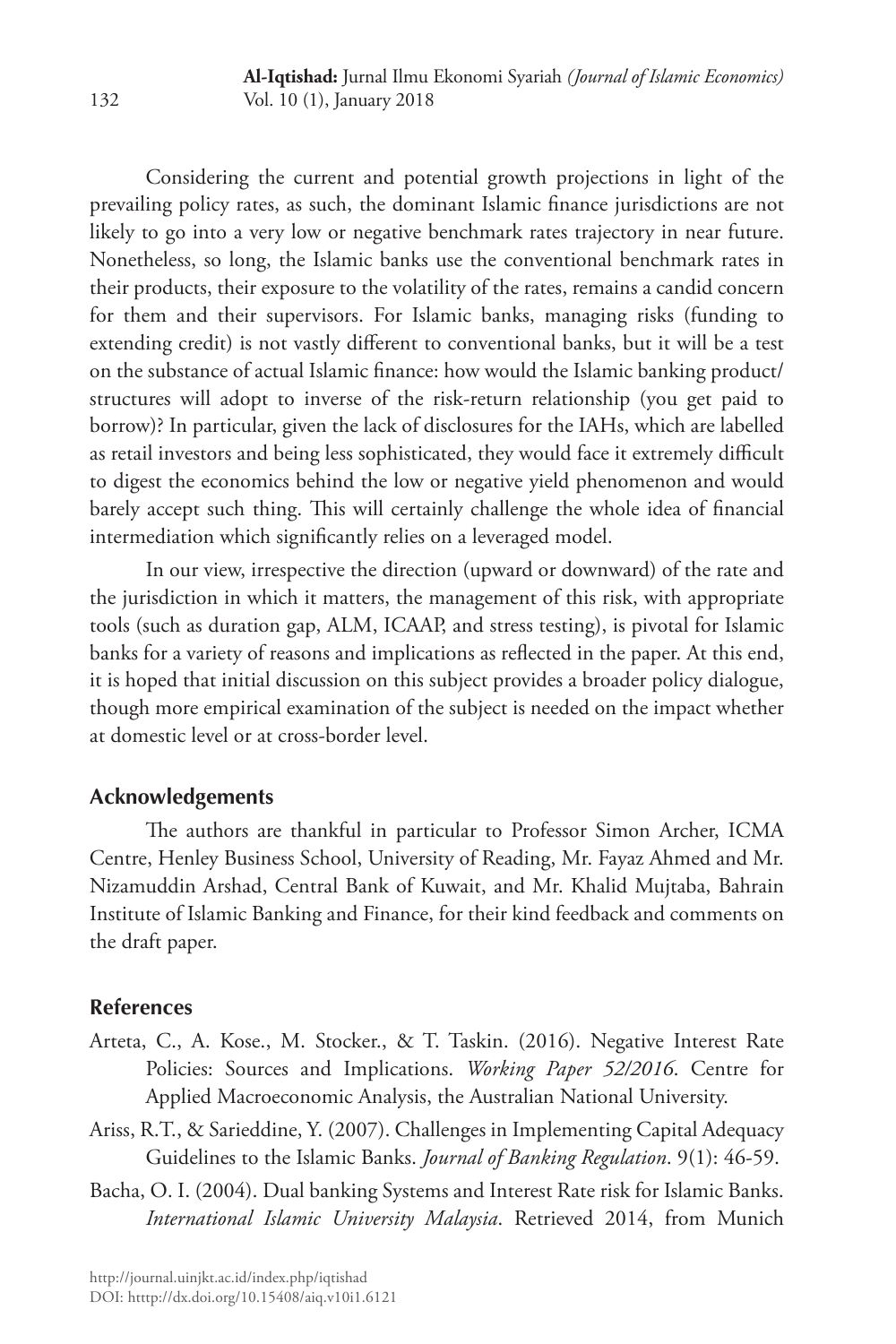Considering the current and potential growth projections in light of the prevailing policy rates, as such, the dominant Islamic finance jurisdictions are not likely to go into a very low or negative benchmark rates trajectory in near future. Nonetheless, so long, the Islamic banks use the conventional benchmark rates in their products, their exposure to the volatility of the rates, remains a candid concern for them and their supervisors. For Islamic banks, managing risks (funding to extending credit) is not vastly different to conventional banks, but it will be a test on the substance of actual Islamic finance: how would the Islamic banking product/ structures will adopt to inverse of the risk-return relationship (you get paid to borrow)? In particular, given the lack of disclosures for the IAHs, which are labelled as retail investors and being less sophisticated, they would face it extremely difficult to digest the economics behind the low or negative yield phenomenon and would barely accept such thing. This will certainly challenge the whole idea of financial intermediation which significantly relies on a leveraged model.

In our view, irrespective the direction (upward or downward) of the rate and the jurisdiction in which it matters, the management of this risk, with appropriate tools (such as duration gap, ALM, ICAAP, and stress testing), is pivotal for Islamic banks for a variety of reasons and implications as reflected in the paper. At this end, it is hoped that initial discussion on this subject provides a broader policy dialogue, though more empirical examination of the subject is needed on the impact whether at domestic level or at cross-border level.

## Acknowledgements

The authors are thankful in particular to Professor Simon Archer, ICMA Centre, Henley Business School, University of Reading, Mr. Fayaz Ahmed and Mr. Nizamuddin Arshad, Central Bank of Kuwait, and Mr. Khalid Mujtaba, Bahrain Institute of Islamic Banking and Finance, for their kind feedback and comments on the draft paper.

## References

Arteta, C., A. Kose., M. Stocker., & T. Taskin. (2016). Negative Interest Rate Policies: Sources and Implications. *Working Paper 52/2016*. Centre for Applied Macroeconomic Analysis, the Australian National University.

Ariss, R.T., & Sarieddine, Y. (2007). Challenges in Implementing Capital Adequacy Guidelines to the Islamic Banks. *Journal of Banking Regulation*. 9(1): 46-59.

Bacha, O. I. (2004). Dual banking Systems and Interest Rate risk for Islamic Banks. *International Islamic University Malaysia*. Retrieved 2014, from Munich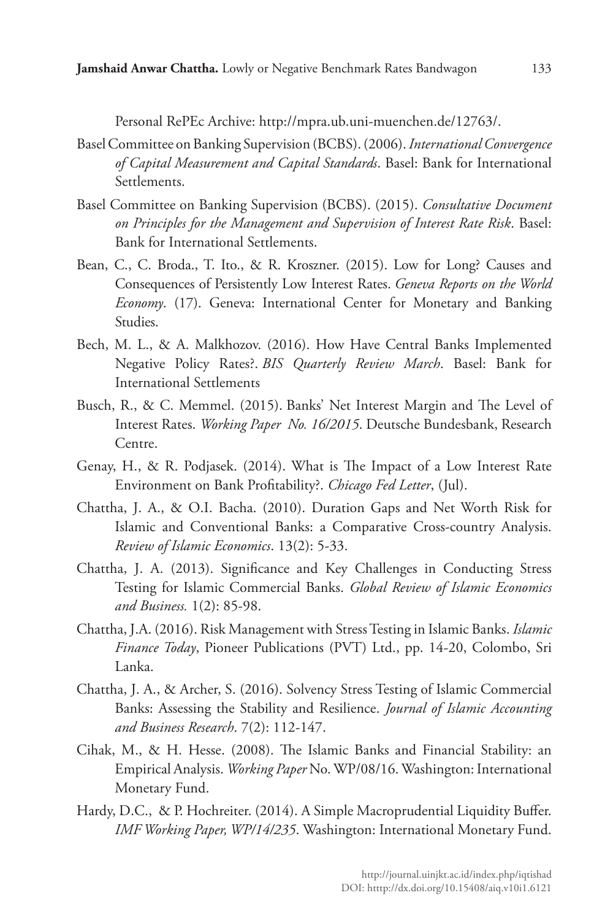Personal RePEc Archive: http://mpra.ub.uni-muenchen.de/12763/.

Basel Committee on Banking Supervision (BCBS). (2006). *International Convergence of Capital Measurement and Capital Standards*. Basel: Bank for International Settlements.

Basel Committee on Banking Supervision (BCBS). (2015). *Consultative Document on Principles for the Management and Supervision of Interest Rate Risk*. Basel: Bank for International Settlements.

Bean, C., C. Broda., T. Ito., & R. Kroszner. (2015). Low for Long? Causes and Consequences of Persistently Low Interest Rates. *Geneva Reports on the World Economy*. (17). Geneva: International Center for Monetary and Banking Studies.

Bech, M. L., & A. Malkhozov. (2016). How Have Central Banks Implemented Negative Policy Rates?. *BIS Quarterly Review March*. Basel: Bank for International Settlements

Busch, R., & C. Memmel. (2015). Banks' Net Interest Margin and The Level of Interest Rates. *Working Paper No. 16/2015*. Deutsche Bundesbank, Research Centre.

Genay, H., & R. Podjasek. (2014). What is The Impact of a Low Interest Rate Environment on Bank Profitability?. *Chicago Fed Letter*, (Jul).

Chattha, J. A., & O.I. Bacha. (2010). Duration Gaps and Net Worth Risk for Islamic and Conventional Banks: a Comparative Cross-country Analysis. *Review of Islamic Economics*. 13(2): 5-33.

Chattha, J. A. (2013). Significance and Key Challenges in Conducting Stress Testing for Islamic Commercial Banks. *Global Review of Islamic Economics and Business.* 1(2): 85-98.

Chattha, J.A. (2016). Risk Management with Stress Testing in Islamic Banks. *Islamic Finance Today*, Pioneer Publications (PVT) Ltd., pp. 14-20, Colombo, Sri Lanka.

Chattha, J. A., & Archer, S. (2016). Solvency Stress Testing of Islamic Commercial Banks: Assessing the Stability and Resilience. *Journal of Islamic Accounting and Business Research*. 7(2): 112-147.

Cihak, M., & H. Hesse. (2008). The Islamic Banks and Financial Stability: an Empirical Analysis. *Working Paper* No. WP/08/16. Washington: International Monetary Fund.

Hardy, D.C., & P. Hochreiter. (2014). A Simple Macroprudential Liquidity Buffer. *IMF Working Paper, WP/14/235*. Washington: International Monetary Fund.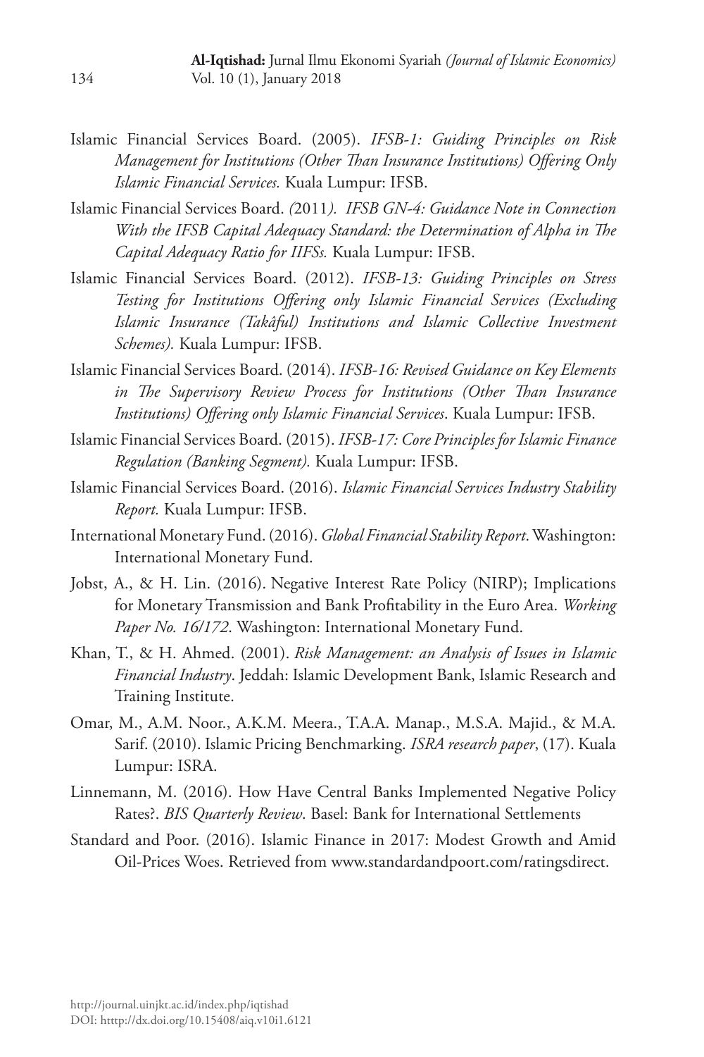Islamic Financial Services Board. (2005). *IFSB-1: Guiding Principles on Risk Management for Institutions (Other Than Insurance Institutions) Offering Only Islamic Financial Services.* Kuala Lumpur: IFSB.

Islamic Financial Services Board. *(*2011*). IFSB GN-4: Guidance Note in Connection With the IFSB Capital Adequacy Standard: the Determination of Alpha in The Capital Adequacy Ratio for IIFSs.* Kuala Lumpur: IFSB.

Islamic Financial Services Board. (2012). *IFSB-13: Guiding Principles on Stress Testing for Institutions Offering only Islamic Financial Services (Excluding Islamic Insurance (Takâful) Institutions and Islamic Collective Investment Schemes).* Kuala Lumpur: IFSB.

Islamic Financial Services Board. (2014). *IFSB-16: Revised Guidance on Key Elements in The Supervisory Review Process for Institutions (Other Than Insurance Institutions) Offering only Islamic Financial Services*. Kuala Lumpur: IFSB.

Islamic Financial Services Board. (2015). *IFSB-17: Core Principles for Islamic Finance Regulation (Banking Segment).* Kuala Lumpur: IFSB.

Islamic Financial Services Board. (2016). *Islamic Financial Services Industry Stability Report.* Kuala Lumpur: IFSB.

International Monetary Fund. (2016). *Global Financial Stability Report*. Washington: International Monetary Fund.

Jobst, A., & H. Lin. (2016). Negative Interest Rate Policy (NIRP); Implications for Monetary Transmission and Bank Profitability in the Euro Area. *Working Paper No. 16/172*. Washington: International Monetary Fund.

Khan, T., & H. Ahmed. (2001). *Risk Management: an Analysis of Issues in Islamic Financial Industry*. Jeddah: Islamic Development Bank, Islamic Research and Training Institute.

Omar, M., A.M. Noor., A.K.M. Meera., T.A.A. Manap., M.S.A. Majid., & M.A. Sarif. (2010). Islamic Pricing Benchmarking. *ISRA research paper*, (17). Kuala Lumpur: ISRA.

Linnemann, M. (2016). How Have Central Banks Implemented Negative Policy Rates?. *BIS Quarterly Review*. Basel: Bank for International Settlements

Standard and Poor. (2016). Islamic Finance in 2017: Modest Growth and Amid Oil-Prices Woes. Retrieved from www.standardandpoort.com/ratingsdirect.